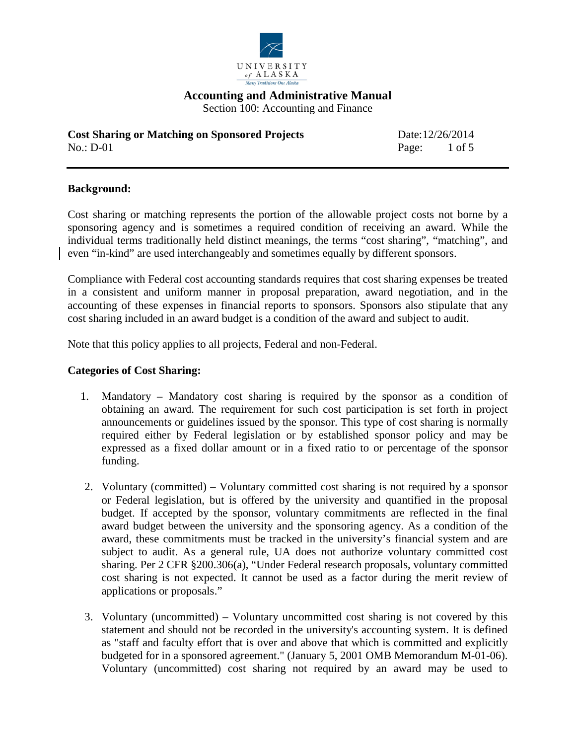UNIVERSITY of ALASKA

*Many Traditions One Alaska*

# Accounting and Administrative Manual

Section 100: Accounting and Finance

**Cost Sharing or Matching on Sponsored Projects**
No.: D-01

Date:12/26/2014

---

**Background:**

Cost sharing or matching represents the portion of the allowable project costs not borne by a sponsoring agency and is sometimes a required condition of receiving an award. While the individual terms traditionally held distinct meanings, the terms "cost sharing", "matching", and even "in-kind" are used interchangeably and sometimes equally by different sponsors.

Compliance with Federal cost accounting standards requires that cost sharing expenses be treated in a consistent and uniform manner in proposal preparation, award negotiation, and in the accounting of these expenses in financial reports to sponsors. Sponsors also stipulate that any cost sharing included in an award budget is a condition of the award and subject to audit.

Note that this policy applies to all projects, Federal and non-Federal.

**Categories of Cost Sharing:**

1. Mandatory **–** Mandatory cost sharing is required by the sponsor as a condition of obtaining an award. The requirement for such cost participation is set forth in project announcements or guidelines issued by the sponsor. This type of cost sharing is normally required either by Federal legislation or by established sponsor policy and may be expressed as a fixed dollar amount or in a fixed ratio to or percentage of the sponsor funding.

2. Voluntary (committed) – Voluntary committed cost sharing is not required by a sponsor or Federal legislation, but is offered by the university and quantified in the proposal budget. If accepted by the sponsor, voluntary commitments are reflected in the final award budget between the university and the sponsoring agency. As a condition of the award, these commitments must be tracked in the university's financial system and are subject to audit. As a general rule, UA does not authorize voluntary committed cost sharing. Per 2 CFR §200.306(a), "Under Federal research proposals, voluntary committed cost sharing is not expected. It cannot be used as a factor during the merit review of applications or proposals."

3. Voluntary (uncommitted) – Voluntary uncommitted cost sharing is not covered by this statement and should not be recorded in the university's accounting system. It is defined as "staff and faculty effort that is over and above that which is committed and explicitly budgeted for in a sponsored agreement." (January 5, 2001 OMB Memorandum M-01-06). Voluntary (uncommitted) cost sharing not required by an award may be used to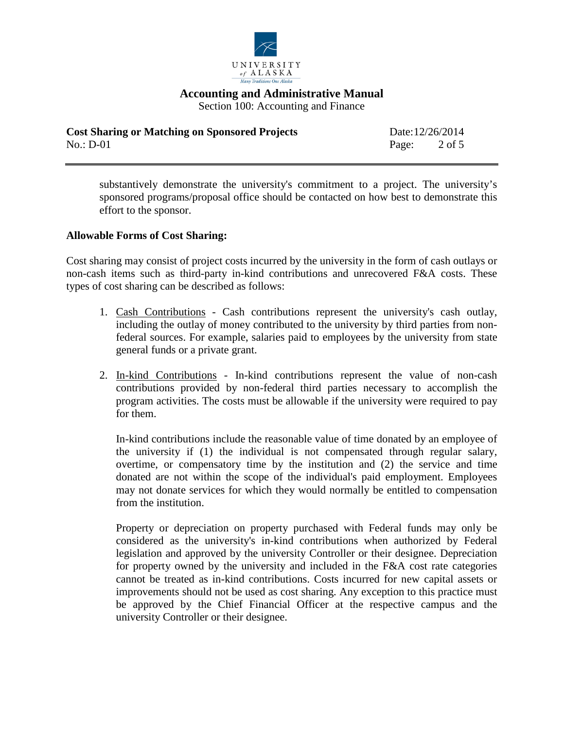substantively demonstrate the university's commitment to a project. The university's sponsored programs/proposal office should be contacted on how best to demonstrate this effort to the sponsor.

**Allowable Forms of Cost Sharing:**

Cost sharing may consist of project costs incurred by the university in the form of cash outlays or non-cash items such as third-party in-kind contributions and unrecovered F&A costs. These types of cost sharing can be described as follows:

1. <u>Cash Contributions</u> - Cash contributions represent the university's cash outlay, including the outlay of money contributed to the university by third parties from non-federal sources. For example, salaries paid to employees by the university from state general funds or a private grant.

2. <u>In-kind Contributions</u> - In-kind contributions represent the value of non-cash contributions provided by non-federal third parties necessary to accomplish the program activities. The costs must be allowable if the university were required to pay for them.

   In-kind contributions include the reasonable value of time donated by an employee of the university if (1) the individual is not compensated through regular salary, overtime, or compensatory time by the institution and (2) the service and time donated are not within the scope of the individual's paid employment. Employees may not donate services for which they would normally be entitled to compensation from the institution.

   Property or depreciation on property purchased with Federal funds may only be considered as the university's in-kind contributions when authorized by Federal legislation and approved by the university Controller or their designee. Depreciation for property owned by the university and included in the F&A cost rate categories cannot be treated as in-kind contributions. Costs incurred for new capital assets or improvements should not be used as cost sharing. Any exception to this practice must be approved by the Chief Financial Officer at the respective campus and the university Controller or their designee.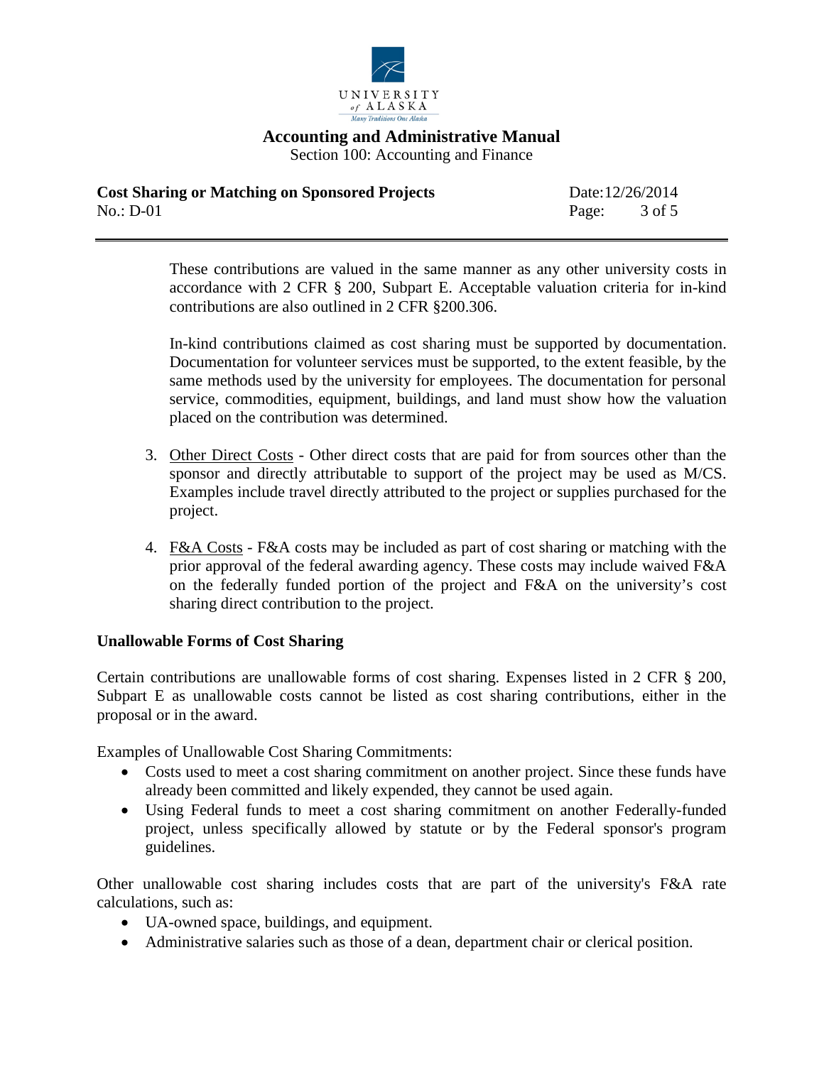These contributions are valued in the same manner as any other university costs in accordance with 2 CFR § 200, Subpart E. Acceptable valuation criteria for in-kind contributions are also outlined in 2 CFR §200.306.

In-kind contributions claimed as cost sharing must be supported by documentation. Documentation for volunteer services must be supported, to the extent feasible, by the same methods used by the university for employees. The documentation for personal service, commodities, equipment, buildings, and land must show how the valuation placed on the contribution was determined.

3. Other Direct Costs - Other direct costs that are paid for from sources other than the sponsor and directly attributable to support of the project may be used as M/CS. Examples include travel directly attributed to the project or supplies purchased for the project.

4. F&A Costs - F&A costs may be included as part of cost sharing or matching with the prior approval of the federal awarding agency. These costs may include waived F&A on the federally funded portion of the project and F&A on the university's cost sharing direct contribution to the project.

**Unallowable Forms of Cost Sharing**

Certain contributions are unallowable forms of cost sharing. Expenses listed in 2 CFR § 200, Subpart E as unallowable costs cannot be listed as cost sharing contributions, either in the proposal or in the award.

Examples of Unallowable Cost Sharing Commitments:

- Costs used to meet a cost sharing commitment on another project. Since these funds have already been committed and likely expended, they cannot be used again.
- Using Federal funds to meet a cost sharing commitment on another Federally-funded project, unless specifically allowed by statute or by the Federal sponsor's program guidelines.

Other unallowable cost sharing includes costs that are part of the university's F&A rate calculations, such as:

- UA-owned space, buildings, and equipment.
- Administrative salaries such as those of a dean, department chair or clerical position.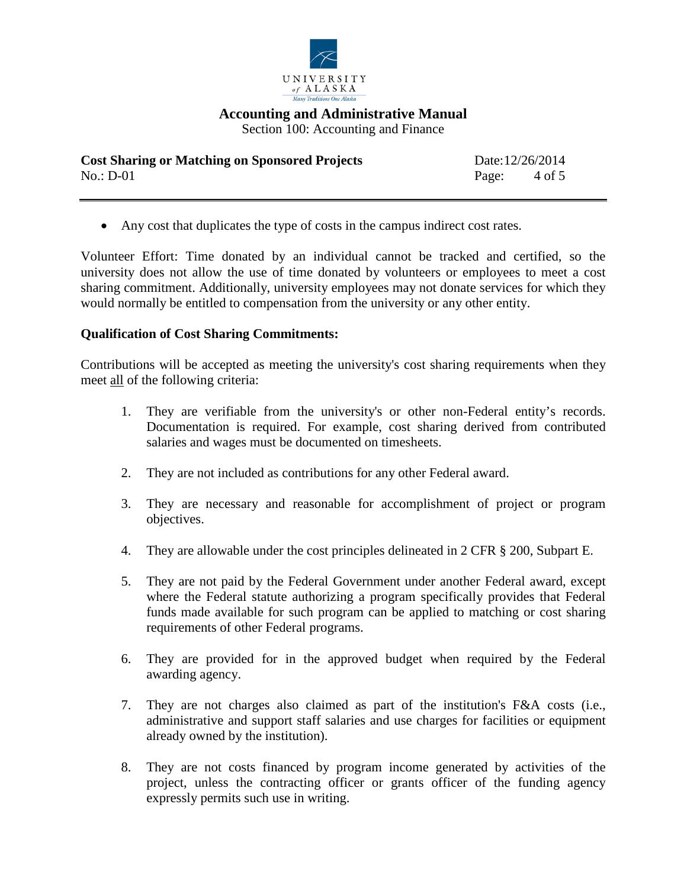- Any cost that duplicates the type of costs in the campus indirect cost rates.

Volunteer Effort: Time donated by an individual cannot be tracked and certified, so the university does not allow the use of time donated by volunteers or employees to meet a cost sharing commitment. Additionally, university employees may not donate services for which they would normally be entitled to compensation from the university or any other entity.

**Qualification of Cost Sharing Commitments:**

Contributions will be accepted as meeting the university's cost sharing requirements when they meet all of the following criteria:

1. They are verifiable from the university's or other non-Federal entity's records. Documentation is required. For example, cost sharing derived from contributed salaries and wages must be documented on timesheets.

2. They are not included as contributions for any other Federal award.

3. They are necessary and reasonable for accomplishment of project or program objectives.

4. They are allowable under the cost principles delineated in 2 CFR § 200, Subpart E.

5. They are not paid by the Federal Government under another Federal award, except where the Federal statute authorizing a program specifically provides that Federal funds made available for such program can be applied to matching or cost sharing requirements of other Federal programs.

6. They are provided for in the approved budget when required by the Federal awarding agency.

7. They are not charges also claimed as part of the institution's F&A costs (i.e., administrative and support staff salaries and use charges for facilities or equipment already owned by the institution).

8. They are not costs financed by program income generated by activities of the project, unless the contracting officer or grants officer of the funding agency expressly permits such use in writing.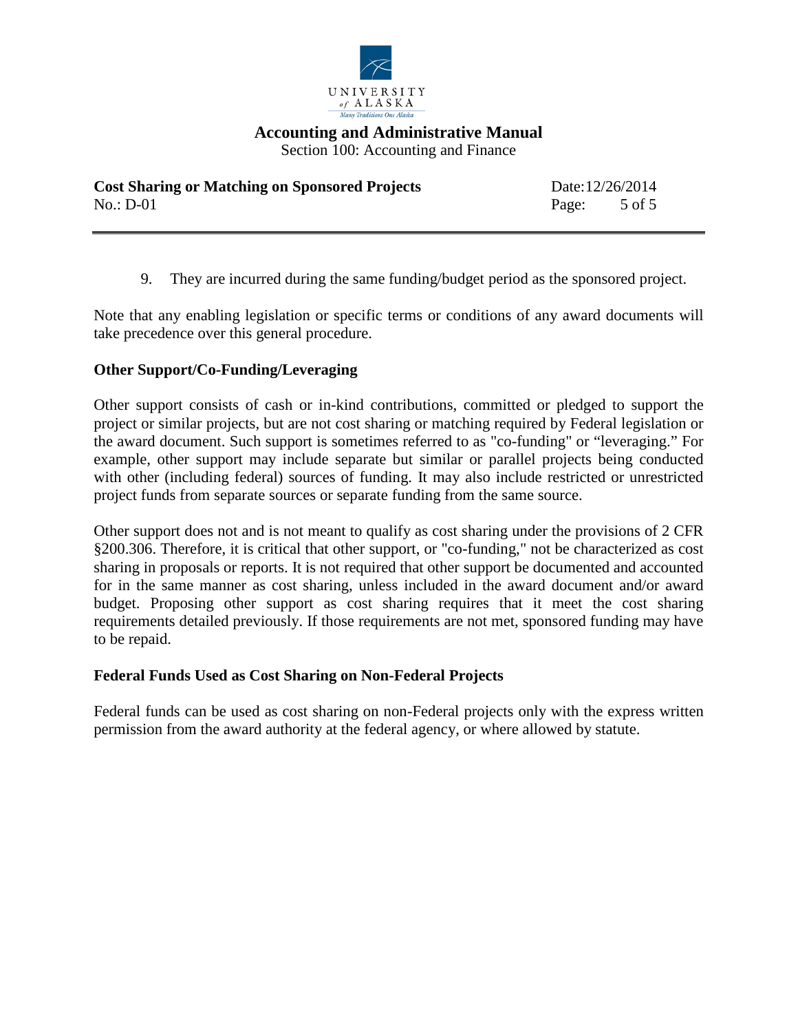9. They are incurred during the same funding/budget period as the sponsored project.

Note that any enabling legislation or specific terms or conditions of any award documents will take precedence over this general procedure.

**Other Support/Co-Funding/Leveraging**

Other support consists of cash or in-kind contributions, committed or pledged to support the project or similar projects, but are not cost sharing or matching required by Federal legislation or the award document. Such support is sometimes referred to as "co-funding" or "leveraging." For example, other support may include separate but similar or parallel projects being conducted with other (including federal) sources of funding. It may also include restricted or unrestricted project funds from separate sources or separate funding from the same source.

Other support does not and is not meant to qualify as cost sharing under the provisions of 2 CFR §200.306. Therefore, it is critical that other support, or "co-funding," not be characterized as cost sharing in proposals or reports. It is not required that other support be documented and accounted for in the same manner as cost sharing, unless included in the award document and/or award budget. Proposing other support as cost sharing requires that it meet the cost sharing requirements detailed previously. If those requirements are not met, sponsored funding may have to be repaid.

**Federal Funds Used as Cost Sharing on Non-Federal Projects**

Federal funds can be used as cost sharing on non-Federal projects only with the express written permission from the award authority at the federal agency, or where allowed by statute.